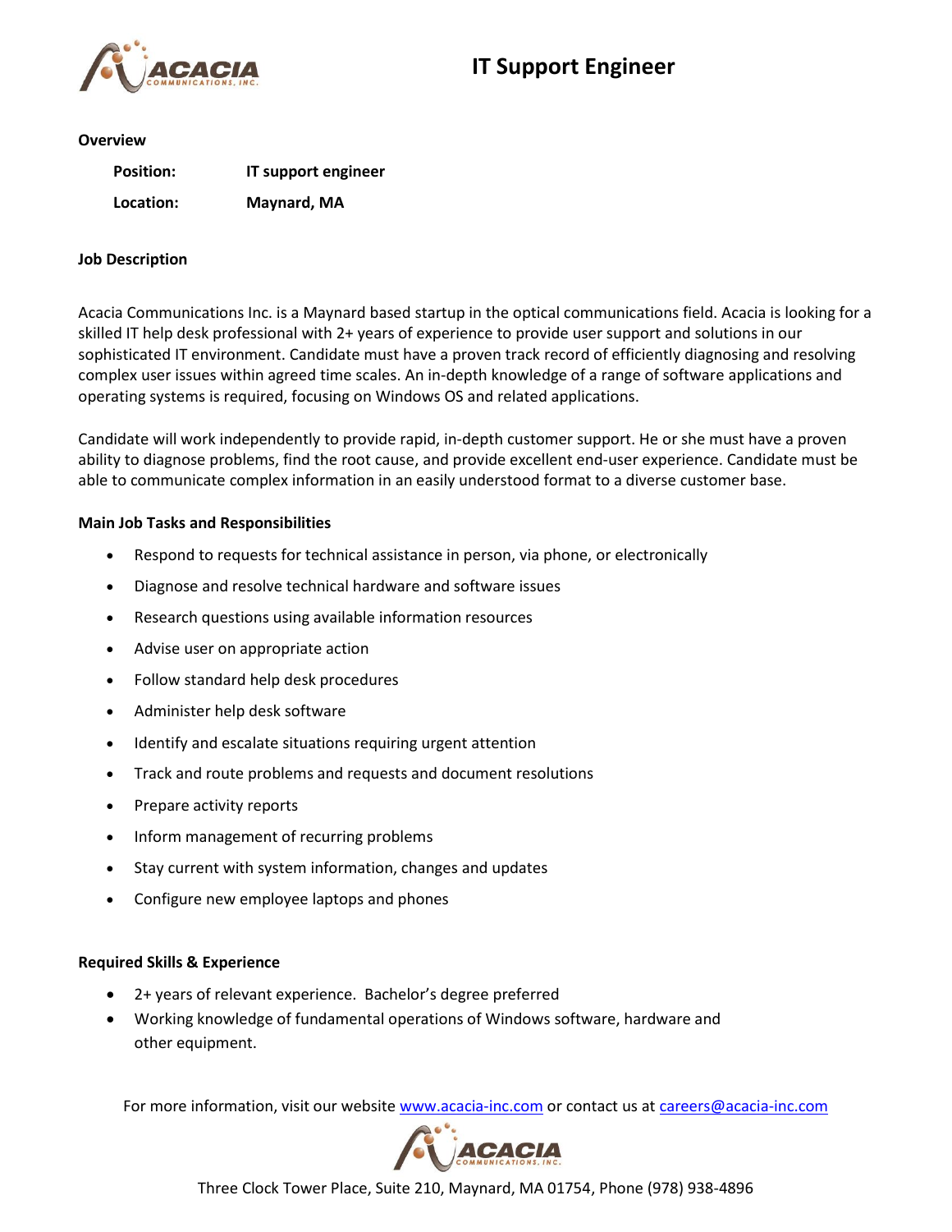# IT Support Engineer

**Overview**

| | |
|---|---|
| **Position:** | **IT support engineer** |
| **Location:** | **Maynard, MA** |

**Job Description**

Acacia Communications Inc. is a Maynard based startup in the optical communications field. Acacia is looking for a skilled IT help desk professional with 2+ years of experience to provide user support and solutions in our sophisticated IT environment. Candidate must have a proven track record of efficiently diagnosing and resolving complex user issues within agreed time scales. An in-depth knowledge of a range of software applications and operating systems is required, focusing on Windows OS and related applications.

Candidate will work independently to provide rapid, in-depth customer support. He or she must have a proven ability to diagnose problems, find the root cause, and provide excellent end-user experience. Candidate must be able to communicate complex information in an easily understood format to a diverse customer base.

**Main Job Tasks and Responsibilities**

- Respond to requests for technical assistance in person, via phone, or electronically
- Diagnose and resolve technical hardware and software issues
- Research questions using available information resources
- Advise user on appropriate action
- Follow standard help desk procedures
- Administer help desk software
- Identify and escalate situations requiring urgent attention
- Track and route problems and requests and document resolutions
- Prepare activity reports
- Inform management of recurring problems
- Stay current with system information, changes and updates
- Configure new employee laptops and phones

**Required Skills & Experience**

- 2+ years of relevant experience. Bachelor's degree preferred
- Working knowledge of fundamental operations of Windows software, hardware and other equipment.

For more information, visit our website www.acacia-inc.com or contact us at careers@acacia-inc.com

Three Clock Tower Place, Suite 210, Maynard, MA 01754, Phone (978) 938-4896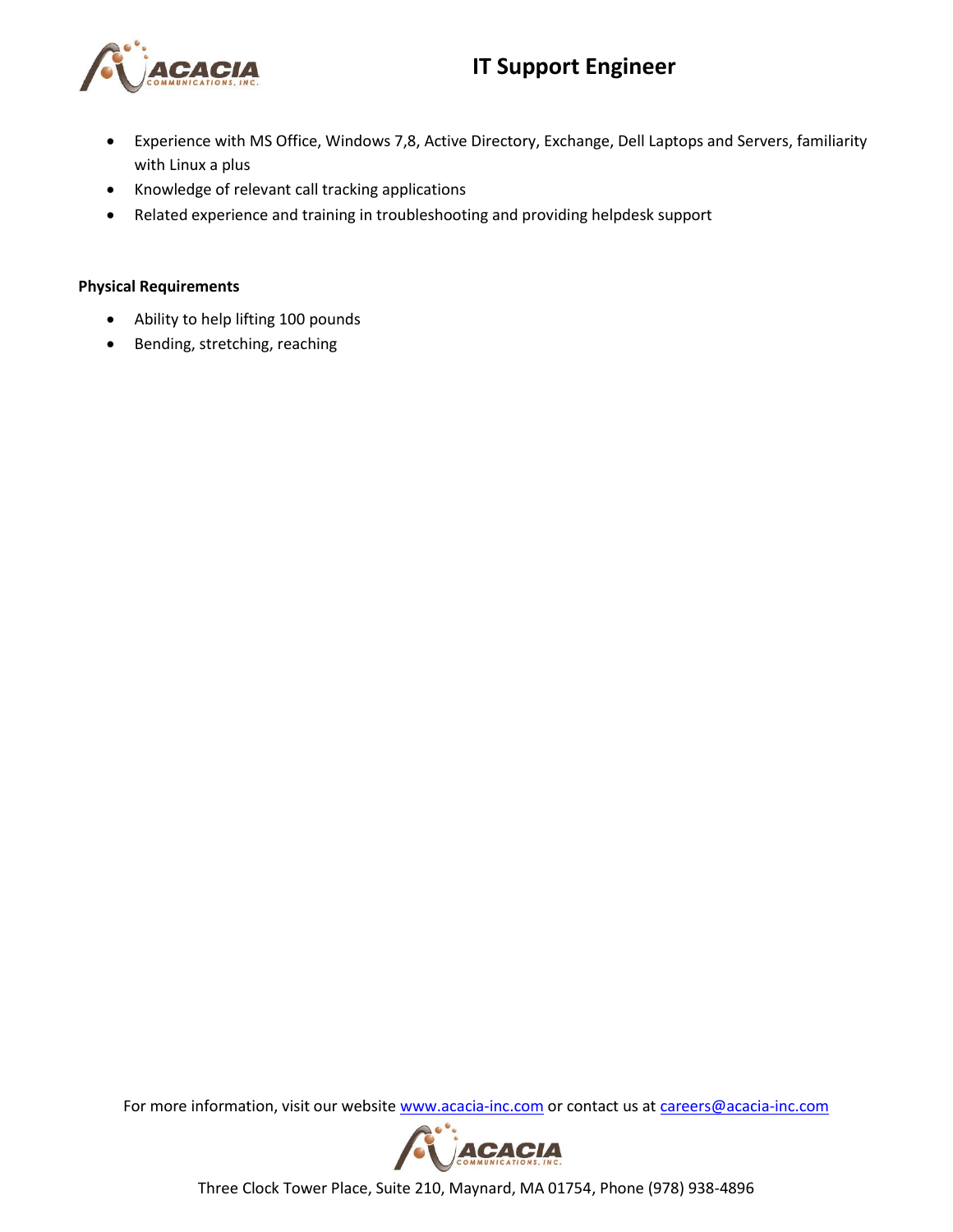- Experience with MS Office, Windows 7,8, Active Directory, Exchange, Dell Laptops and Servers, familiarity with Linux a plus
- Knowledge of relevant call tracking applications
- Related experience and training in troubleshooting and providing helpdesk support

**Physical Requirements**

- Ability to help lifting 100 pounds
- Bending, stretching, reaching

For more information, visit our website www.acacia-inc.com or contact us at careers@acacia-inc.com

Three Clock Tower Place, Suite 210, Maynard, MA 01754, Phone (978) 938-4896